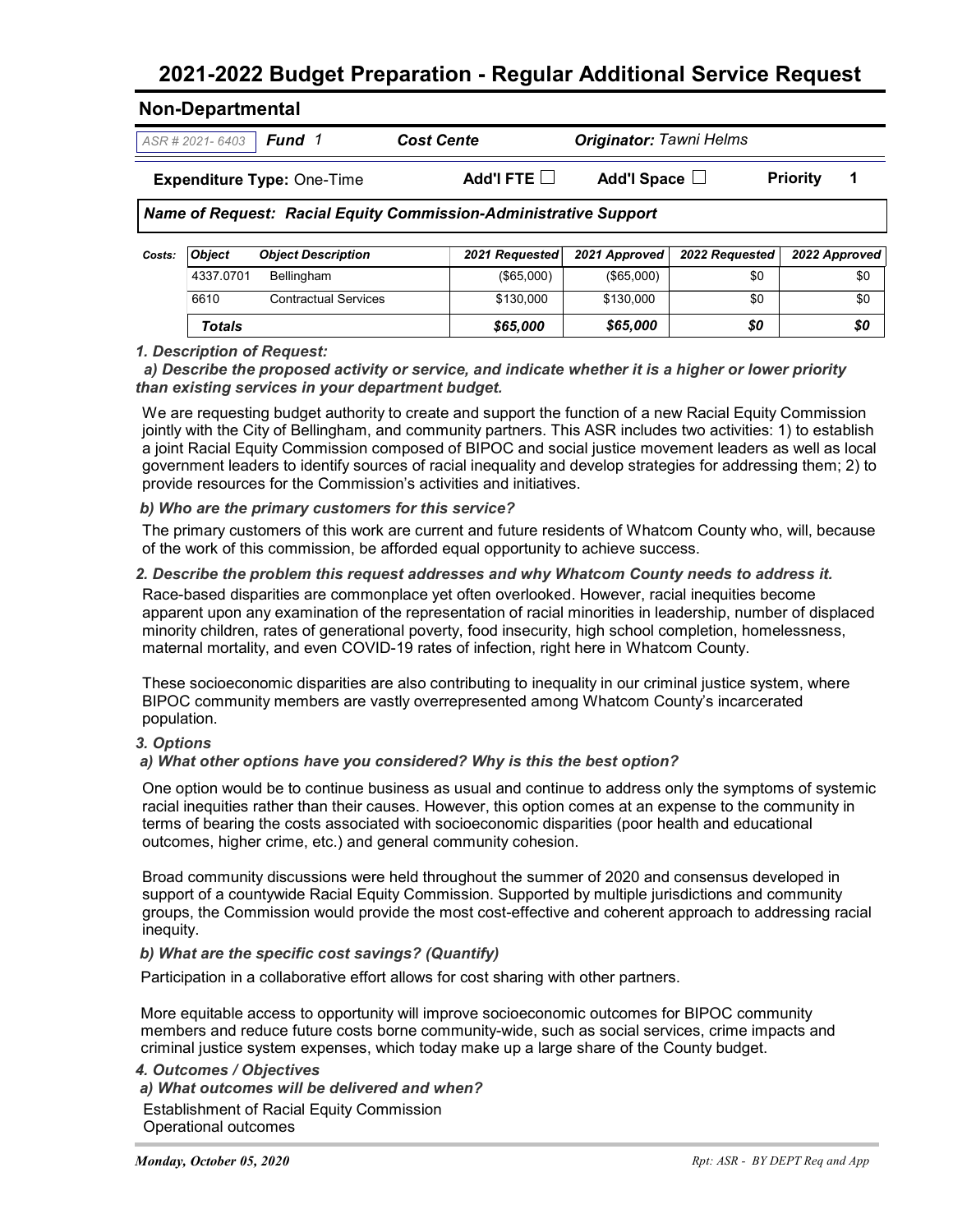# 2021-2022 Budget Preparation - Regular Additional Service Request

## Non-Departmental

*ASR # 2021- 6403* **Fund** 1 **Cost Cente** **Originator:** *Tawni Helms*

**Expenditure Type:** One-Time **Add'l FTE** ☐ **Add'l Space** ☐ **Priority** 1

***Name of Request: Racial Equity Commission-Administrative Support***

| Costs: | Object | Object Description | 2021 Requested | 2021 Approved | 2022 Requested | 2022 Approved |
|---|---|---|---|---|---|---|
| | 4337.0701 | Bellingham | ($65,000) | ($65,000) | $0 | $0 |
| | 6610 | Contractual Services | $130,000 | $130,000 | $0 | $0 |
| | **Totals** | | **$65,000** | **$65,000** | **$0** | **$0** |

***1. Description of Request:***

***a) Describe the proposed activity or service, and indicate whether it is a higher or lower priority than existing services in your department budget.***

We are requesting budget authority to create and support the function of a new Racial Equity Commission jointly with the City of Bellingham, and community partners. This ASR includes two activities: 1) to establish a joint Racial Equity Commission composed of BIPOC and social justice movement leaders as well as local government leaders to identify sources of racial inequality and develop strategies for addressing them; 2) to provide resources for the Commission's activities and initiatives.

***b) Who are the primary customers for this service?***

The primary customers of this work are current and future residents of Whatcom County who, will, because of the work of this commission, be afforded equal opportunity to achieve success.

***2. Describe the problem this request addresses and why Whatcom County needs to address it.***

Race-based disparities are commonplace yet often overlooked. However, racial inequities become apparent upon any examination of the representation of racial minorities in leadership, number of displaced minority children, rates of generational poverty, food insecurity, high school completion, homelessness, maternal mortality, and even COVID-19 rates of infection, right here in Whatcom County.

These socioeconomic disparities are also contributing to inequality in our criminal justice system, where BIPOC community members are vastly overrepresented among Whatcom County's incarcerated population.

***3. Options***

***a) What other options have you considered? Why is this the best option?***

One option would be to continue business as usual and continue to address only the symptoms of systemic racial inequities rather than their causes. However, this option comes at an expense to the community in terms of bearing the costs associated with socioeconomic disparities (poor health and educational outcomes, higher crime, etc.) and general community cohesion.

Broad community discussions were held throughout the summer of 2020 and consensus developed in support of a countywide Racial Equity Commission. Supported by multiple jurisdictions and community groups, the Commission would provide the most cost-effective and coherent approach to addressing racial inequity.

***b) What are the specific cost savings? (Quantify)***

Participation in a collaborative effort allows for cost sharing with other partners.

More equitable access to opportunity will improve socioeconomic outcomes for BIPOC community members and reduce future costs borne community-wide, such as social services, crime impacts and criminal justice system expenses, which today make up a large share of the County budget.

***4. Outcomes / Objectives***

***a) What outcomes will be delivered and when?***

Establishment of Racial Equity Commission
Operational outcomes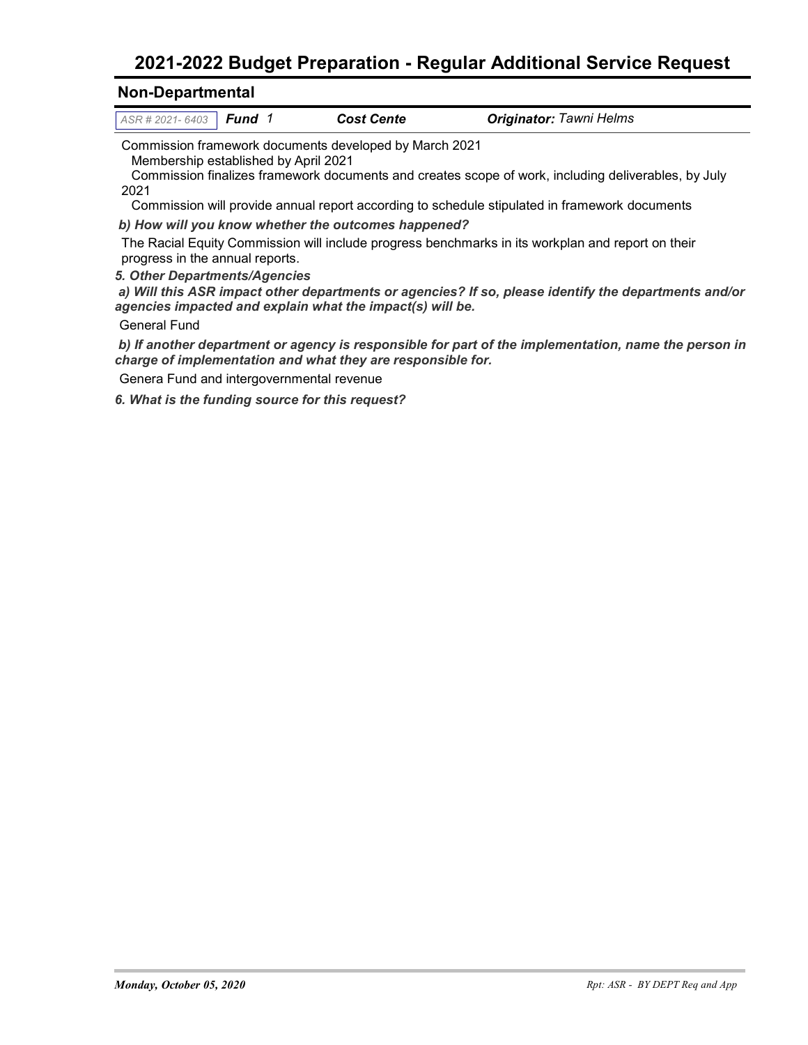## 2021-2022 Budget Preparation - Regular Additional Service Request

### Non-Departmental

| ASR # 2021- 6403 | **Fund** 1 | **Cost Cente** | **Originator:** Tawni Helms |
|---|---|---|---|

Commission framework documents developed by March 2021
Membership established by April 2021
Commission finalizes framework documents and creates scope of work, including deliverables, by July 2021
Commission will provide annual report according to schedule stipulated in framework documents

***b) How will you know whether the outcomes happened?***

The Racial Equity Commission will include progress benchmarks in its workplan and report on their progress in the annual reports.

***5. Other Departments/Agencies***

***a) Will this ASR impact other departments or agencies? If so, please identify the departments and/or agencies impacted and explain what the impact(s) will be.***

General Fund

***b) If another department or agency is responsible for part of the implementation, name the person in charge of implementation and what they are responsible for.***

Genera Fund and intergovernmental revenue

***6. What is the funding source for this request?***